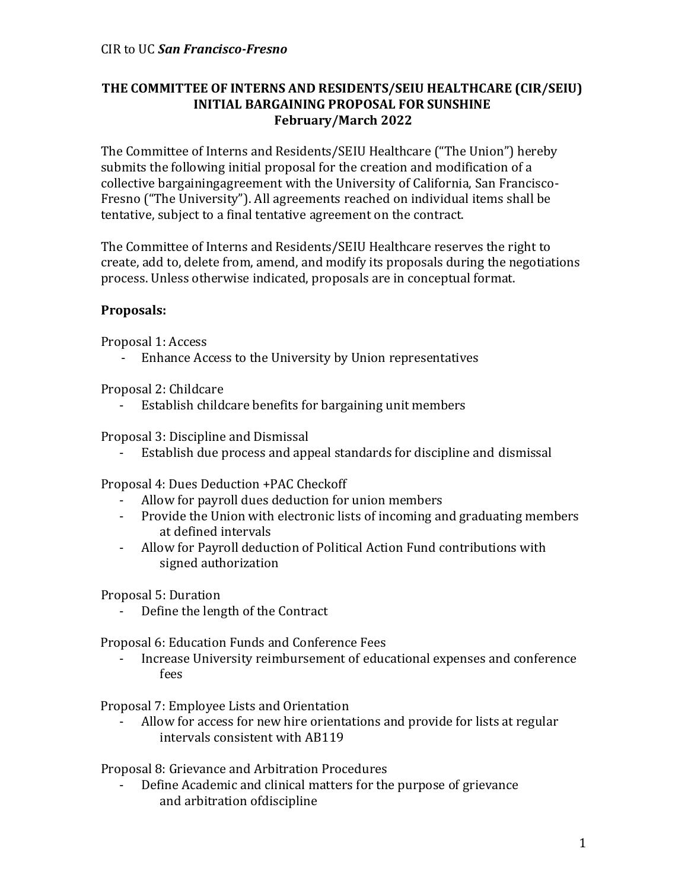CIR to UC ***San Francisco-Fresno***

**THE COMMITTEE OF INTERNS AND RESIDENTS/SEIU HEALTHCARE (CIR/SEIU) INITIAL BARGAINING PROPOSAL FOR SUNSHINE February/March 2022**

The Committee of Interns and Residents/SEIU Healthcare ("The Union") hereby submits the following initial proposal for the creation and modification of a collective bargainingagreement with the University of California, San Francisco-Fresno ("The University"). All agreements reached on individual items shall be tentative, subject to a final tentative agreement on the contract.

The Committee of Interns and Residents/SEIU Healthcare reserves the right to create, add to, delete from, amend, and modify its proposals during the negotiations process. Unless otherwise indicated, proposals are in conceptual format.

**Proposals:**

Proposal 1: Access

- Enhance Access to the University by Union representatives

Proposal 2: Childcare

- Establish childcare benefits for bargaining unit members

Proposal 3: Discipline and Dismissal

- Establish due process and appeal standards for discipline and dismissal

Proposal 4: Dues Deduction +PAC Checkoff

- Allow for payroll dues deduction for union members
- Provide the Union with electronic lists of incoming and graduating members at defined intervals
- Allow for Payroll deduction of Political Action Fund contributions with signed authorization

Proposal 5: Duration

- Define the length of the Contract

Proposal 6: Education Funds and Conference Fees

- Increase University reimbursement of educational expenses and conference fees

Proposal 7: Employee Lists and Orientation

- Allow for access for new hire orientations and provide for lists at regular intervals consistent with AB119

Proposal 8: Grievance and Arbitration Procedures

- Define Academic and clinical matters for the purpose of grievance and arbitration ofdiscipline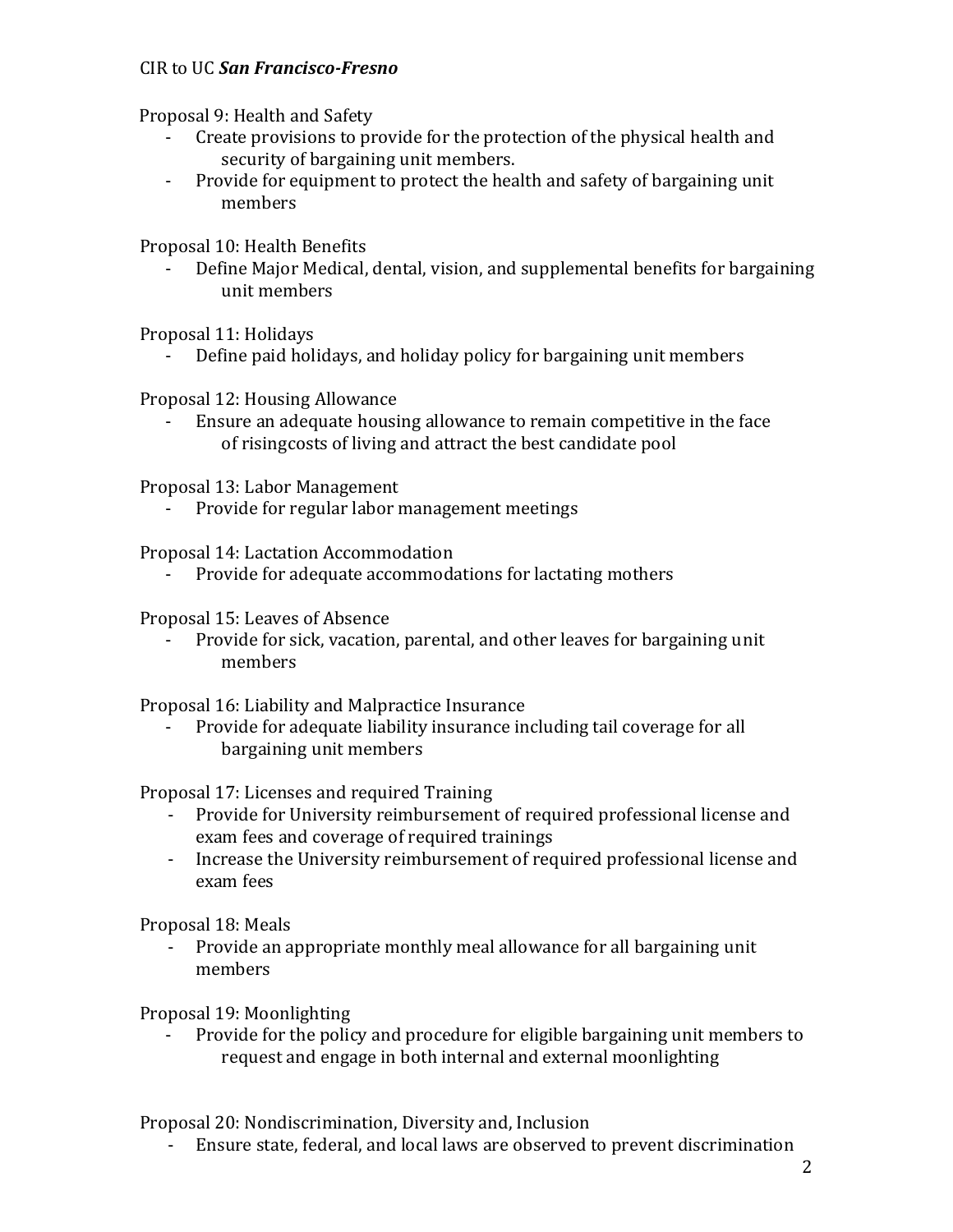Proposal 9: Health and Safety

- Create provisions to provide for the protection of the physical health and security of bargaining unit members.
- Provide for equipment to protect the health and safety of bargaining unit members

Proposal 10: Health Benefits

- Define Major Medical, dental, vision, and supplemental benefits for bargaining unit members

Proposal 11: Holidays

- Define paid holidays, and holiday policy for bargaining unit members

Proposal 12: Housing Allowance

- Ensure an adequate housing allowance to remain competitive in the face of risingcosts of living and attract the best candidate pool

Proposal 13: Labor Management

- Provide for regular labor management meetings

Proposal 14: Lactation Accommodation

- Provide for adequate accommodations for lactating mothers

Proposal 15: Leaves of Absence

- Provide for sick, vacation, parental, and other leaves for bargaining unit members

Proposal 16: Liability and Malpractice Insurance

- Provide for adequate liability insurance including tail coverage for all bargaining unit members

Proposal 17: Licenses and required Training

- Provide for University reimbursement of required professional license and exam fees and coverage of required trainings
- Increase the University reimbursement of required professional license and exam fees

Proposal 18: Meals

- Provide an appropriate monthly meal allowance for all bargaining unit members

Proposal 19: Moonlighting

- Provide for the policy and procedure for eligible bargaining unit members to request and engage in both internal and external moonlighting

Proposal 20: Nondiscrimination, Diversity and, Inclusion

- Ensure state, federal, and local laws are observed to prevent discrimination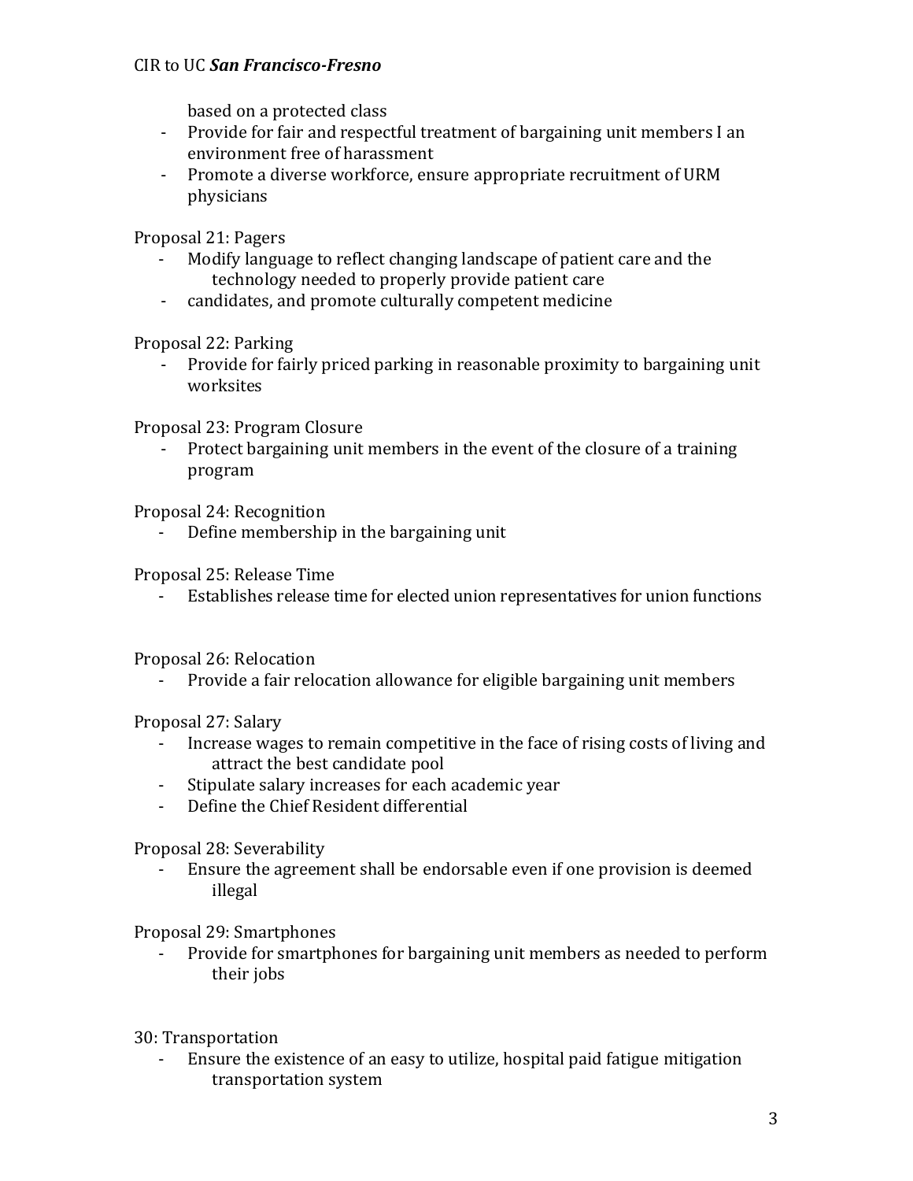based on a protected class

- Provide for fair and respectful treatment of bargaining unit members I an environment free of harassment
- Promote a diverse workforce, ensure appropriate recruitment of URM physicians

Proposal 21: Pagers

- Modify language to reflect changing landscape of patient care and the technology needed to properly provide patient care
- candidates, and promote culturally competent medicine

Proposal 22: Parking

- Provide for fairly priced parking in reasonable proximity to bargaining unit worksites

Proposal 23: Program Closure

- Protect bargaining unit members in the event of the closure of a training program

Proposal 24: Recognition

- Define membership in the bargaining unit

Proposal 25: Release Time

- Establishes release time for elected union representatives for union functions

Proposal 26: Relocation

- Provide a fair relocation allowance for eligible bargaining unit members

Proposal 27: Salary

- Increase wages to remain competitive in the face of rising costs of living and attract the best candidate pool
- Stipulate salary increases for each academic year
- Define the Chief Resident differential

Proposal 28: Severability

- Ensure the agreement shall be endorsable even if one provision is deemed illegal

Proposal 29: Smartphones

- Provide for smartphones for bargaining unit members as needed to perform their jobs

30: Transportation

- Ensure the existence of an easy to utilize, hospital paid fatigue mitigation transportation system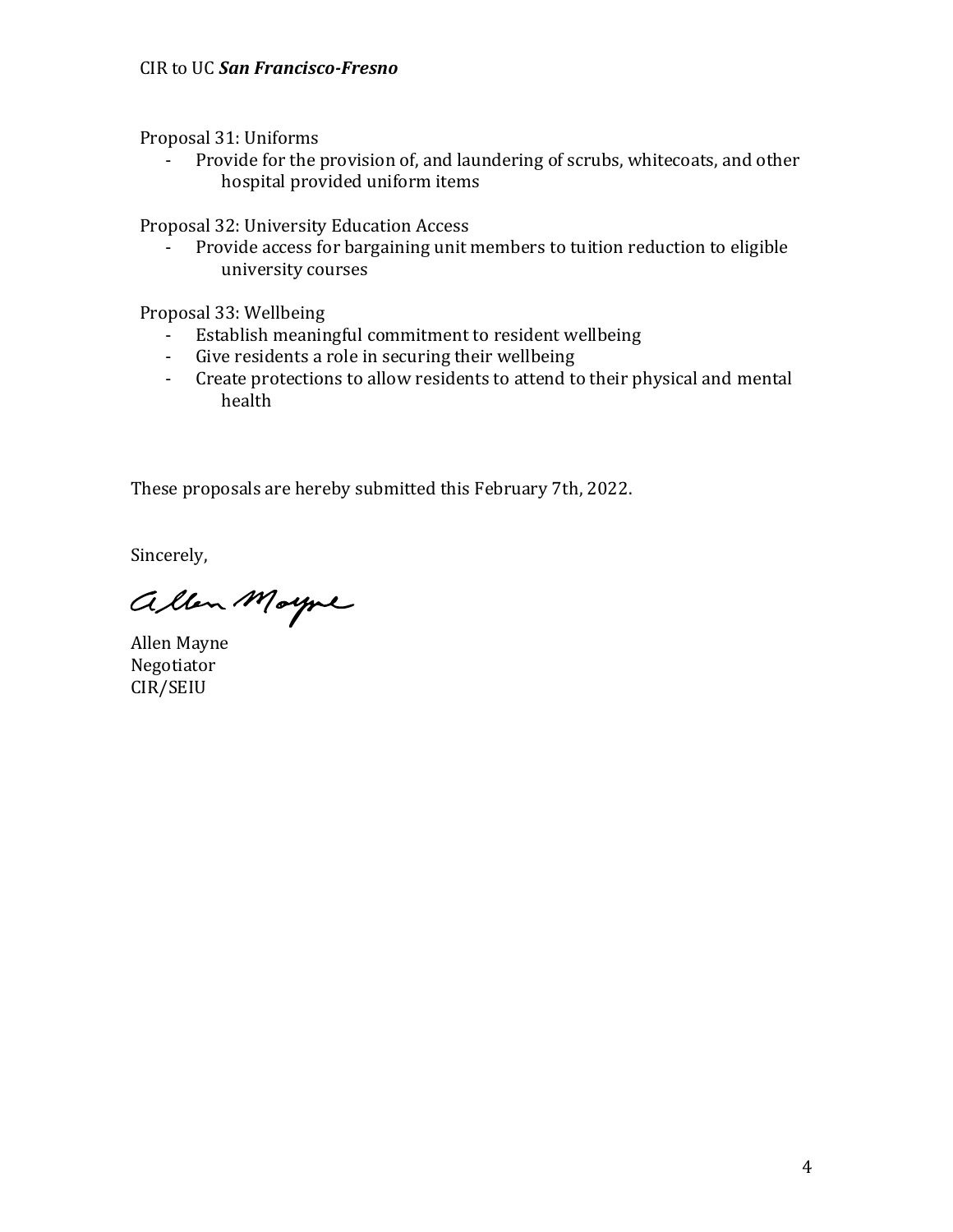Proposal 31: Uniforms

- Provide for the provision of, and laundering of scrubs, whitecoats, and other hospital provided uniform items

Proposal 32: University Education Access

- Provide access for bargaining unit members to tuition reduction to eligible university courses

Proposal 33: Wellbeing

- Establish meaningful commitment to resident wellbeing
- Give residents a role in securing their wellbeing
- Create protections to allow residents to attend to their physical and mental health

These proposals are hereby submitted this February 7th, 2022.

Sincerely,

Allen Mayne
Negotiator
CIR/SEIU